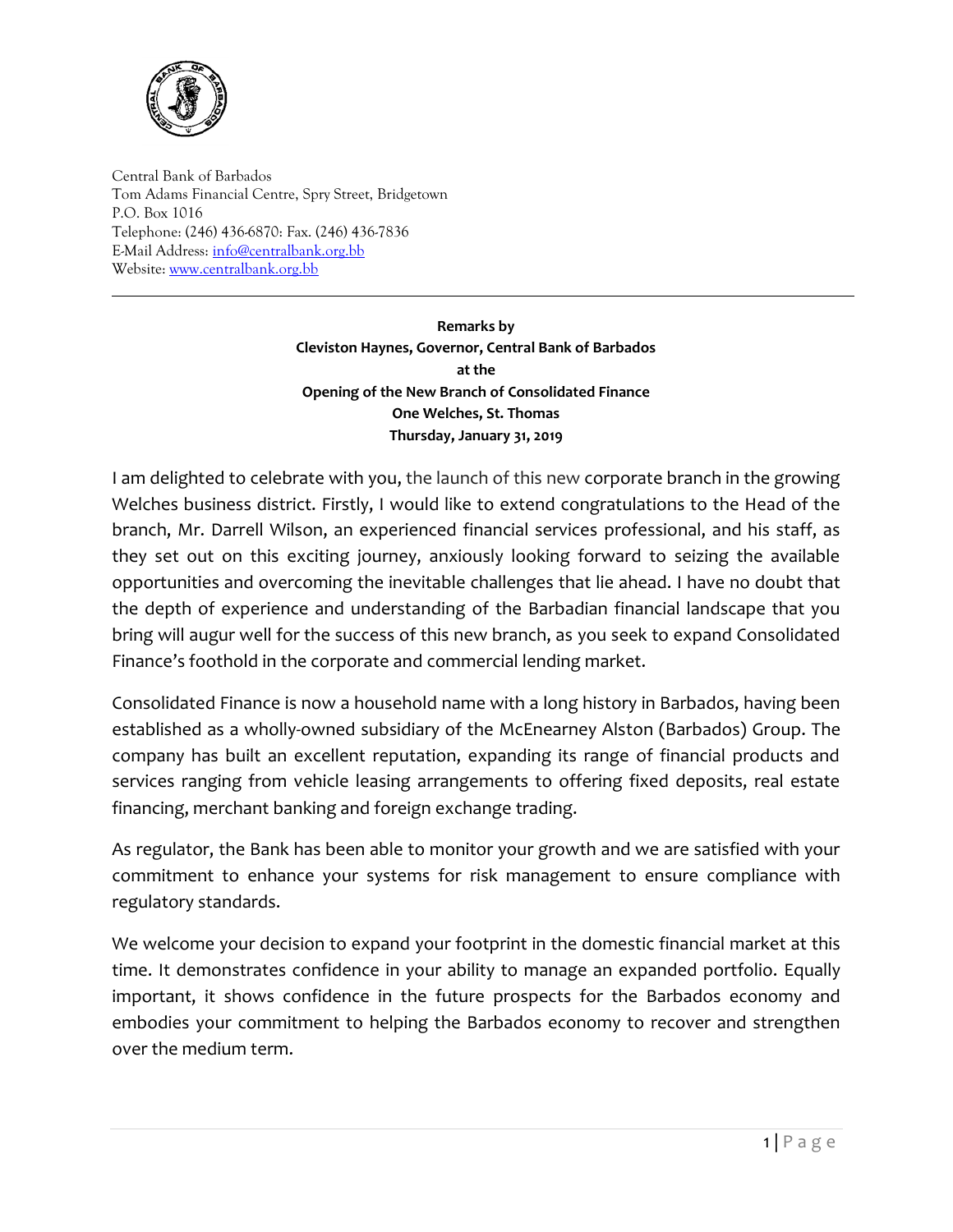Central Bank of Barbados
Tom Adams Financial Centre, Spry Street, Bridgetown
P.O. Box 1016
Telephone: (246) 436-6870: Fax. (246) 436-7836
E-Mail Address: info@centralbank.org.bb
Website: www.centralbank.org.bb

---

**Remarks by**
**Cleviston Haynes, Governor, Central Bank of Barbados**
**at the**
**Opening of the New Branch of Consolidated Finance**
**One Welches, St. Thomas**
**Thursday, January 31, 2019**

I am delighted to celebrate with you, the launch of this new corporate branch in the growing Welches business district. Firstly, I would like to extend congratulations to the Head of the branch, Mr. Darrell Wilson, an experienced financial services professional, and his staff, as they set out on this exciting journey, anxiously looking forward to seizing the available opportunities and overcoming the inevitable challenges that lie ahead. I have no doubt that the depth of experience and understanding of the Barbadian financial landscape that you bring will augur well for the success of this new branch, as you seek to expand Consolidated Finance's foothold in the corporate and commercial lending market.

Consolidated Finance is now a household name with a long history in Barbados, having been established as a wholly-owned subsidiary of the McEnearney Alston (Barbados) Group. The company has built an excellent reputation, expanding its range of financial products and services ranging from vehicle leasing arrangements to offering fixed deposits, real estate financing, merchant banking and foreign exchange trading.

As regulator, the Bank has been able to monitor your growth and we are satisfied with your commitment to enhance your systems for risk management to ensure compliance with regulatory standards.

We welcome your decision to expand your footprint in the domestic financial market at this time. It demonstrates confidence in your ability to manage an expanded portfolio. Equally important, it shows confidence in the future prospects for the Barbados economy and embodies your commitment to helping the Barbados economy to recover and strengthen over the medium term.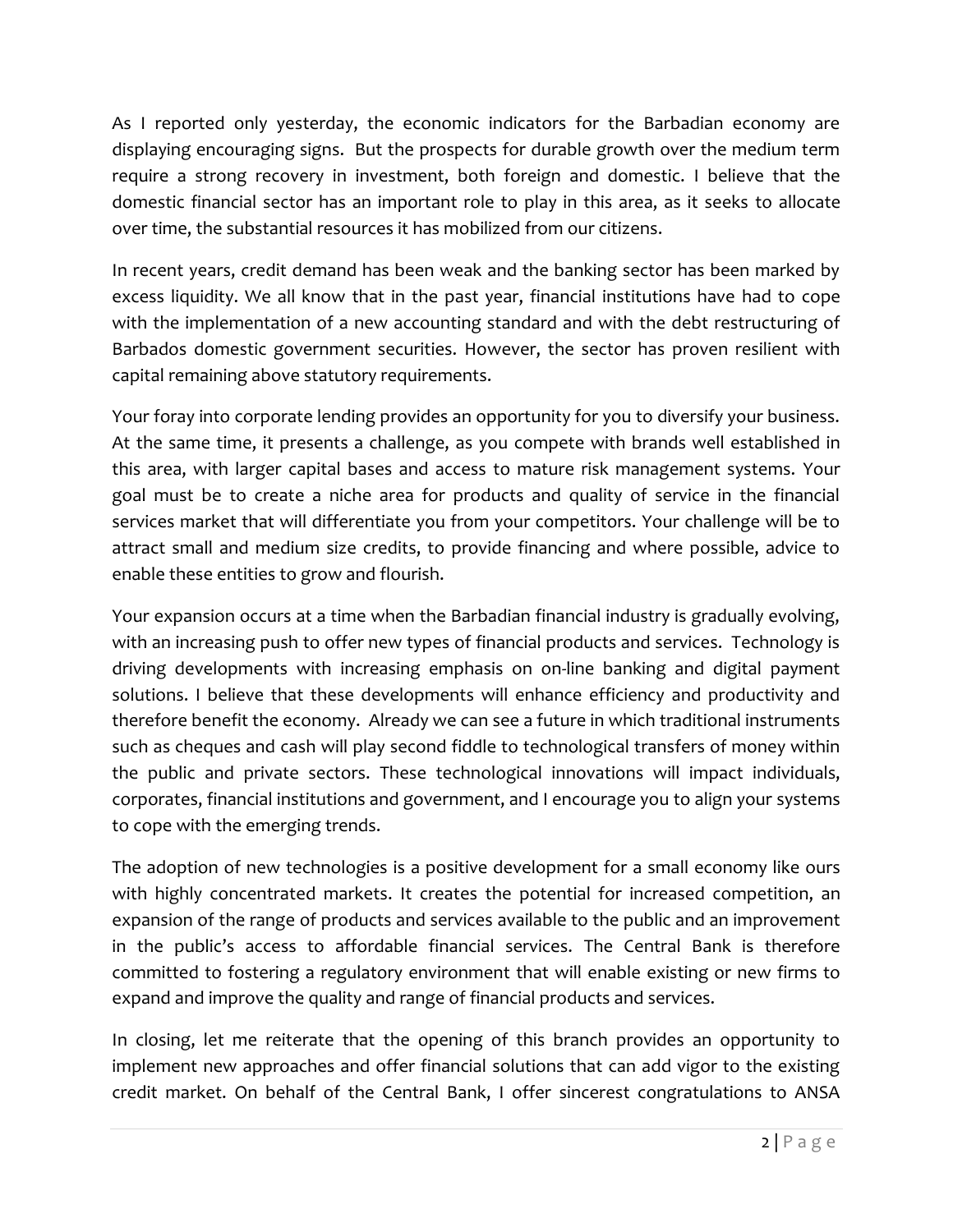As I reported only yesterday, the economic indicators for the Barbadian economy are displaying encouraging signs. But the prospects for durable growth over the medium term require a strong recovery in investment, both foreign and domestic. I believe that the domestic financial sector has an important role to play in this area, as it seeks to allocate over time, the substantial resources it has mobilized from our citizens.

In recent years, credit demand has been weak and the banking sector has been marked by excess liquidity. We all know that in the past year, financial institutions have had to cope with the implementation of a new accounting standard and with the debt restructuring of Barbados domestic government securities. However, the sector has proven resilient with capital remaining above statutory requirements.

Your foray into corporate lending provides an opportunity for you to diversify your business. At the same time, it presents a challenge, as you compete with brands well established in this area, with larger capital bases and access to mature risk management systems. Your goal must be to create a niche area for products and quality of service in the financial services market that will differentiate you from your competitors. Your challenge will be to attract small and medium size credits, to provide financing and where possible, advice to enable these entities to grow and flourish.

Your expansion occurs at a time when the Barbadian financial industry is gradually evolving, with an increasing push to offer new types of financial products and services. Technology is driving developments with increasing emphasis on on-line banking and digital payment solutions. I believe that these developments will enhance efficiency and productivity and therefore benefit the economy. Already we can see a future in which traditional instruments such as cheques and cash will play second fiddle to technological transfers of money within the public and private sectors. These technological innovations will impact individuals, corporates, financial institutions and government, and I encourage you to align your systems to cope with the emerging trends.

The adoption of new technologies is a positive development for a small economy like ours with highly concentrated markets. It creates the potential for increased competition, an expansion of the range of products and services available to the public and an improvement in the public's access to affordable financial services. The Central Bank is therefore committed to fostering a regulatory environment that will enable existing or new firms to expand and improve the quality and range of financial products and services.

In closing, let me reiterate that the opening of this branch provides an opportunity to implement new approaches and offer financial solutions that can add vigor to the existing credit market. On behalf of the Central Bank, I offer sincerest congratulations to ANSA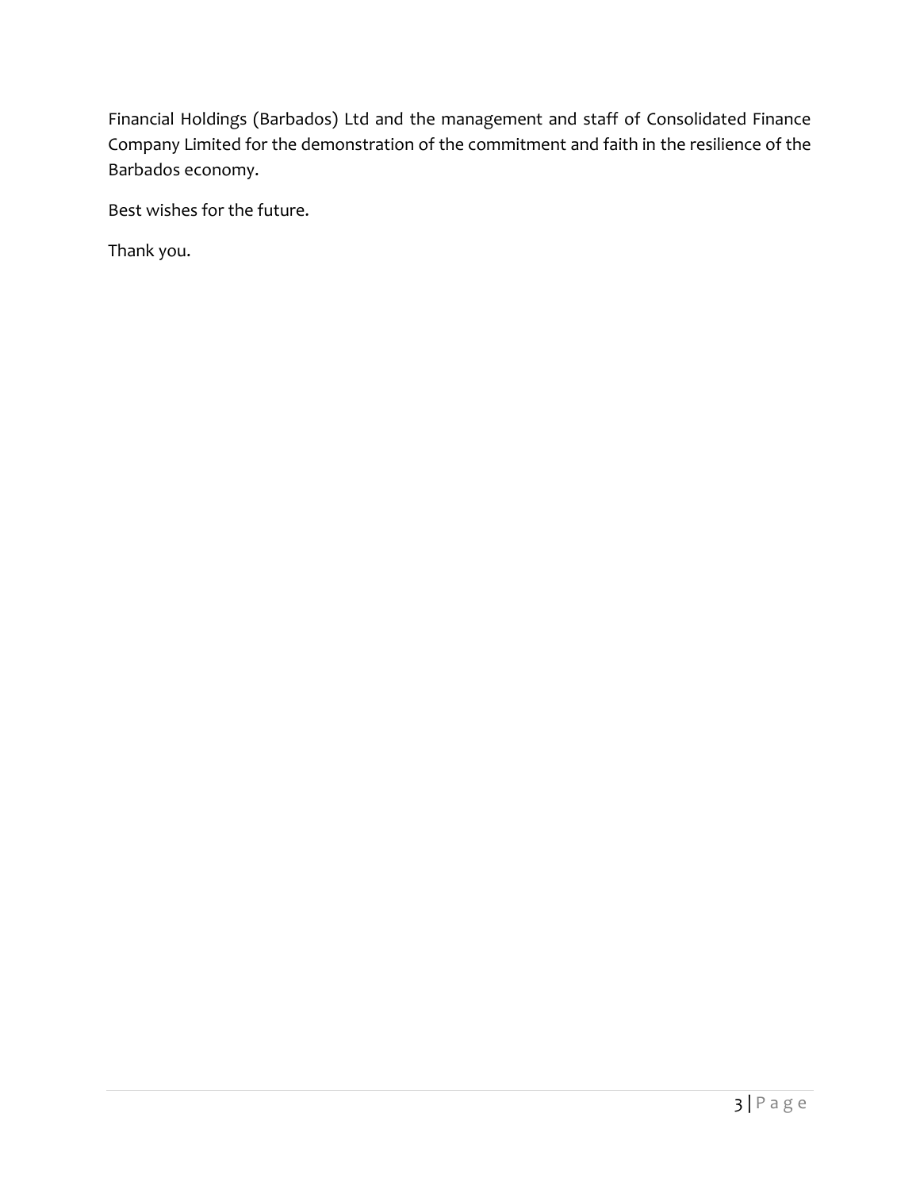Financial Holdings (Barbados) Ltd and the management and staff of Consolidated Finance Company Limited for the demonstration of the commitment and faith in the resilience of the Barbados economy.

Best wishes for the future.

Thank you.